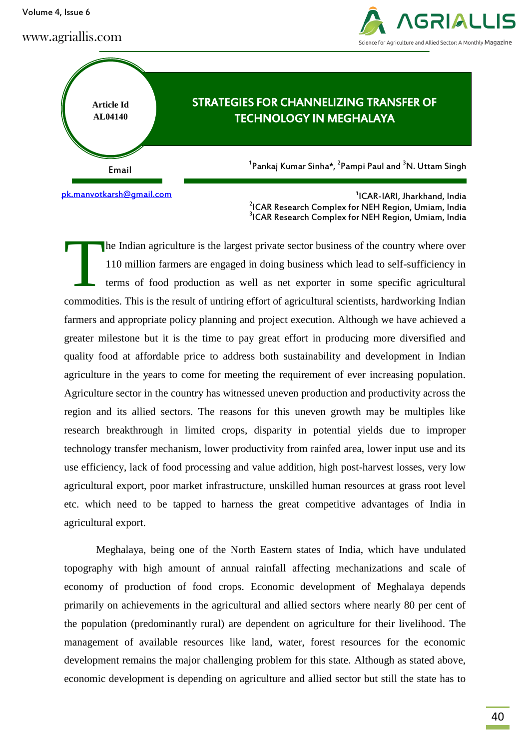Article Id
AL04140

# STRATEGIES FOR CHANNELIZING TRANSFER OF TECHNOLOGY IN MEGHALAYA

Email

pk.manvotkarsh@gmail.com

[1]Pankaj Kumar Sinha*, [2]Pampi Paul and [3]N. Uttam Singh

[1]ICAR-IARI, Jharkhand, India
[2]ICAR Research Complex for NEH Region, Umiam, India
[3]ICAR Research Complex for NEH Region, Umiam, India

The Indian agriculture is the largest private sector business of the country where over 110 million farmers are engaged in doing business which lead to self-sufficiency in terms of food production as well as net exporter in some specific agricultural commodities. This is the result of untiring effort of agricultural scientists, hardworking Indian farmers and appropriate policy planning and project execution. Although we have achieved a greater milestone but it is the time to pay great effort in producing more diversified and quality food at affordable price to address both sustainability and development in Indian agriculture in the years to come for meeting the requirement of ever increasing population. Agriculture sector in the country has witnessed uneven production and productivity across the region and its allied sectors. The reasons for this uneven growth may be multiples like research breakthrough in limited crops, disparity in potential yields due to improper technology transfer mechanism, lower productivity from rainfed area, lower input use and its use efficiency, lack of food processing and value addition, high post-harvest losses, very low agricultural export, poor market infrastructure, unskilled human resources at grass root level etc. which need to be tapped to harness the great competitive advantages of India in agricultural export.

Meghalaya, being one of the North Eastern states of India, which have undulated topography with high amount of annual rainfall affecting mechanizations and scale of economy of production of food crops. Economic development of Meghalaya depends primarily on achievements in the agricultural and allied sectors where nearly 80 per cent of the population (predominantly rural) are dependent on agriculture for their livelihood. The management of available resources like land, water, forest resources for the economic development remains the major challenging problem for this state. Although as stated above, economic development is depending on agriculture and allied sector but still the state has to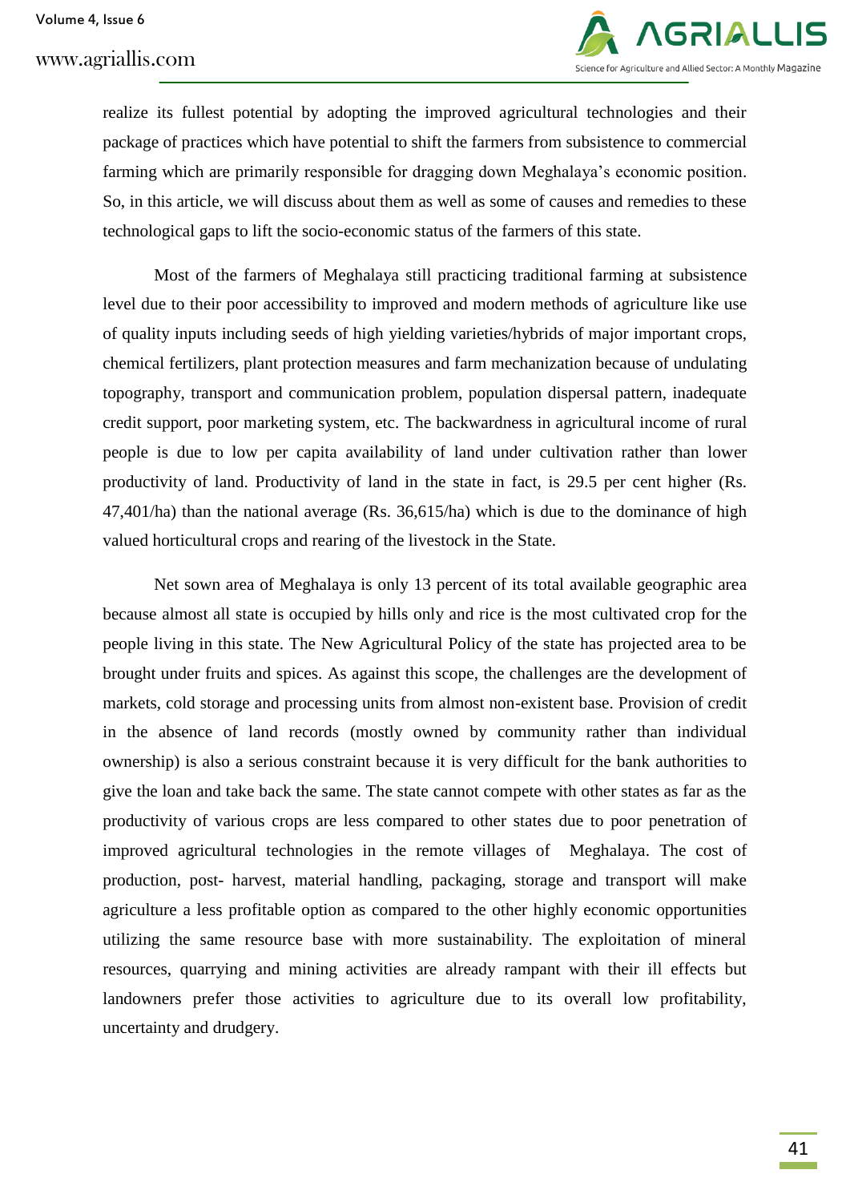realize its fullest potential by adopting the improved agricultural technologies and their package of practices which have potential to shift the farmers from subsistence to commercial farming which are primarily responsible for dragging down Meghalaya's economic position. So, in this article, we will discuss about them as well as some of causes and remedies to these technological gaps to lift the socio-economic status of the farmers of this state.

Most of the farmers of Meghalaya still practicing traditional farming at subsistence level due to their poor accessibility to improved and modern methods of agriculture like use of quality inputs including seeds of high yielding varieties/hybrids of major important crops, chemical fertilizers, plant protection measures and farm mechanization because of undulating topography, transport and communication problem, population dispersal pattern, inadequate credit support, poor marketing system, etc. The backwardness in agricultural income of rural people is due to low per capita availability of land under cultivation rather than lower productivity of land. Productivity of land in the state in fact, is 29.5 per cent higher (Rs. 47,401/ha) than the national average (Rs. 36,615/ha) which is due to the dominance of high valued horticultural crops and rearing of the livestock in the State.

Net sown area of Meghalaya is only 13 percent of its total available geographic area because almost all state is occupied by hills only and rice is the most cultivated crop for the people living in this state. The New Agricultural Policy of the state has projected area to be brought under fruits and spices. As against this scope, the challenges are the development of markets, cold storage and processing units from almost non-existent base. Provision of credit in the absence of land records (mostly owned by community rather than individual ownership) is also a serious constraint because it is very difficult for the bank authorities to give the loan and take back the same. The state cannot compete with other states as far as the productivity of various crops are less compared to other states due to poor penetration of improved agricultural technologies in the remote villages of Meghalaya. The cost of production, post- harvest, material handling, packaging, storage and transport will make agriculture a less profitable option as compared to the other highly economic opportunities utilizing the same resource base with more sustainability. The exploitation of mineral resources, quarrying and mining activities are already rampant with their ill effects but landowners prefer those activities to agriculture due to its overall low profitability, uncertainty and drudgery.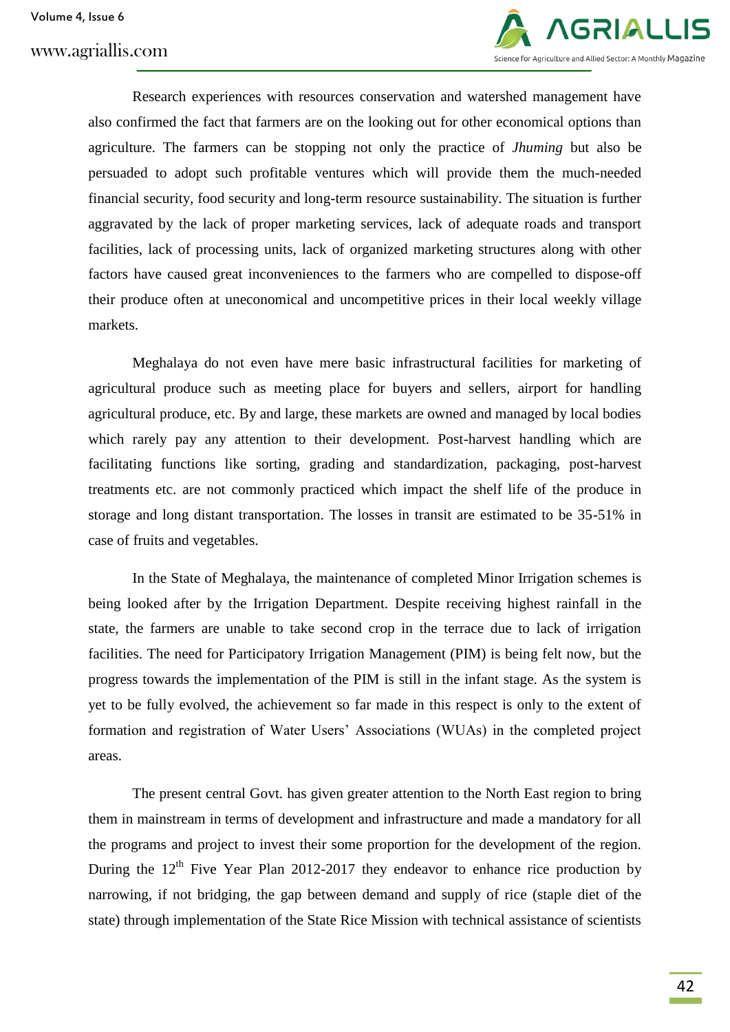Research experiences with resources conservation and watershed management have also confirmed the fact that farmers are on the looking out for other economical options than agriculture. The farmers can be stopping not only the practice of *Jhuming* but also be persuaded to adopt such profitable ventures which will provide them the much-needed financial security, food security and long-term resource sustainability. The situation is further aggravated by the lack of proper marketing services, lack of adequate roads and transport facilities, lack of processing units, lack of organized marketing structures along with other factors have caused great inconveniences to the farmers who are compelled to dispose-off their produce often at uneconomical and uncompetitive prices in their local weekly village markets.

Meghalaya do not even have mere basic infrastructural facilities for marketing of agricultural produce such as meeting place for buyers and sellers, airport for handling agricultural produce, etc. By and large, these markets are owned and managed by local bodies which rarely pay any attention to their development. Post-harvest handling which are facilitating functions like sorting, grading and standardization, packaging, post-harvest treatments etc. are not commonly practiced which impact the shelf life of the produce in storage and long distant transportation. The losses in transit are estimated to be 35-51% in case of fruits and vegetables.

In the State of Meghalaya, the maintenance of completed Minor Irrigation schemes is being looked after by the Irrigation Department. Despite receiving highest rainfall in the state, the farmers are unable to take second crop in the terrace due to lack of irrigation facilities. The need for Participatory Irrigation Management (PIM) is being felt now, but the progress towards the implementation of the PIM is still in the infant stage. As the system is yet to be fully evolved, the achievement so far made in this respect is only to the extent of formation and registration of Water Users' Associations (WUAs) in the completed project areas.

The present central Govt. has given greater attention to the North East region to bring them in mainstream in terms of development and infrastructure and made a mandatory for all the programs and project to invest their some proportion for the development of the region. During the 12$^{th}$ Five Year Plan 2012-2017 they endeavor to enhance rice production by narrowing, if not bridging, the gap between demand and supply of rice (staple diet of the state) through implementation of the State Rice Mission with technical assistance of scientists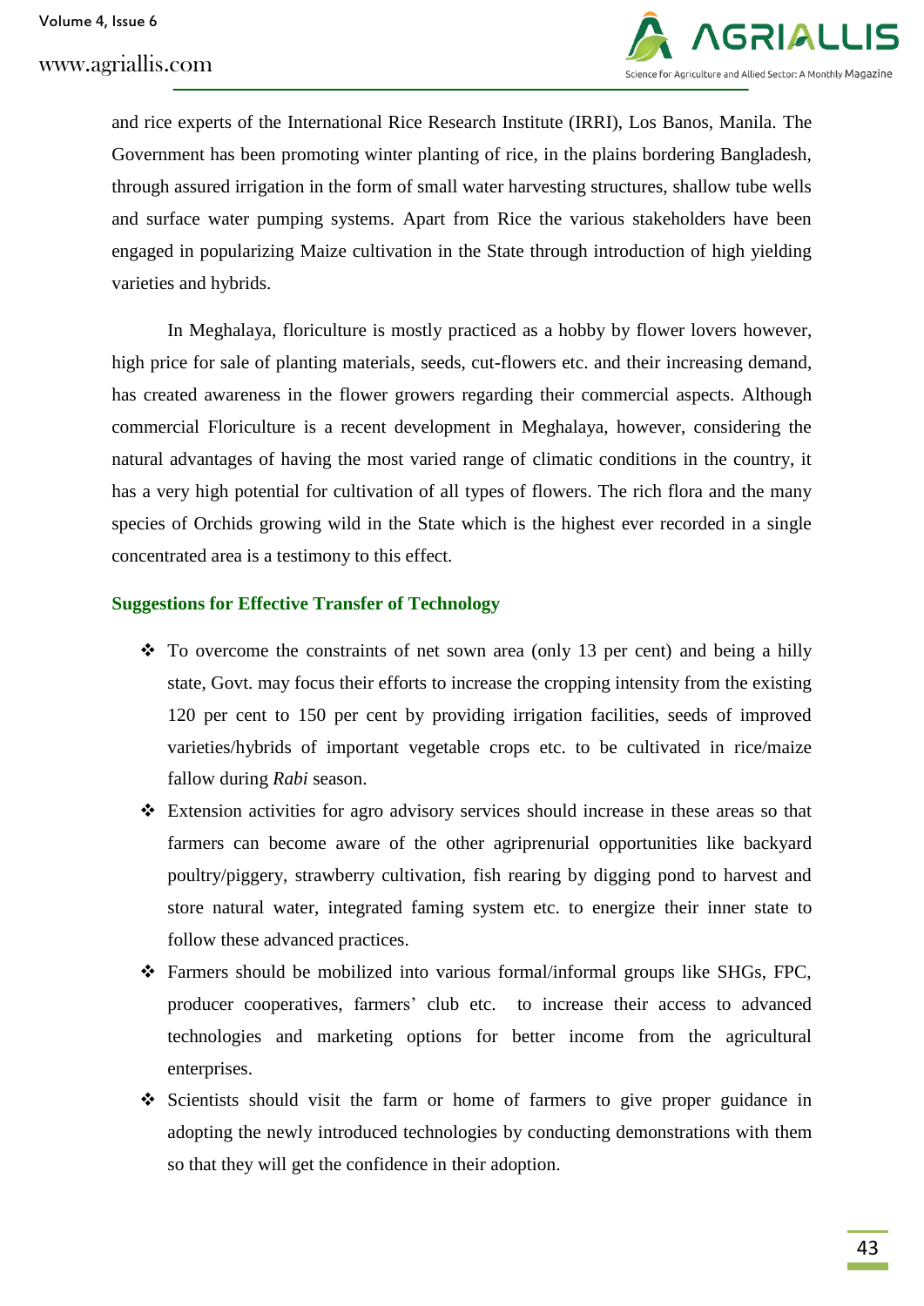and rice experts of the International Rice Research Institute (IRRI), Los Banos, Manila. The Government has been promoting winter planting of rice, in the plains bordering Bangladesh, through assured irrigation in the form of small water harvesting structures, shallow tube wells and surface water pumping systems. Apart from Rice the various stakeholders have been engaged in popularizing Maize cultivation in the State through introduction of high yielding varieties and hybrids.

In Meghalaya, floriculture is mostly practiced as a hobby by flower lovers however, high price for sale of planting materials, seeds, cut-flowers etc. and their increasing demand, has created awareness in the flower growers regarding their commercial aspects. Although commercial Floriculture is a recent development in Meghalaya, however, considering the natural advantages of having the most varied range of climatic conditions in the country, it has a very high potential for cultivation of all types of flowers. The rich flora and the many species of Orchids growing wild in the State which is the highest ever recorded in a single concentrated area is a testimony to this effect.

## Suggestions for Effective Transfer of Technology

- To overcome the constraints of net sown area (only 13 per cent) and being a hilly state, Govt. may focus their efforts to increase the cropping intensity from the existing 120 per cent to 150 per cent by providing irrigation facilities, seeds of improved varieties/hybrids of important vegetable crops etc. to be cultivated in rice/maize fallow during *Rabi* season.
- Extension activities for agro advisory services should increase in these areas so that farmers can become aware of the other agriprenurial opportunities like backyard poultry/piggery, strawberry cultivation, fish rearing by digging pond to harvest and store natural water, integrated faming system etc. to energize their inner state to follow these advanced practices.
- Farmers should be mobilized into various formal/informal groups like SHGs, FPC, producer cooperatives, farmers' club etc. to increase their access to advanced technologies and marketing options for better income from the agricultural enterprises.
- Scientists should visit the farm or home of farmers to give proper guidance in adopting the newly introduced technologies by conducting demonstrations with them so that they will get the confidence in their adoption.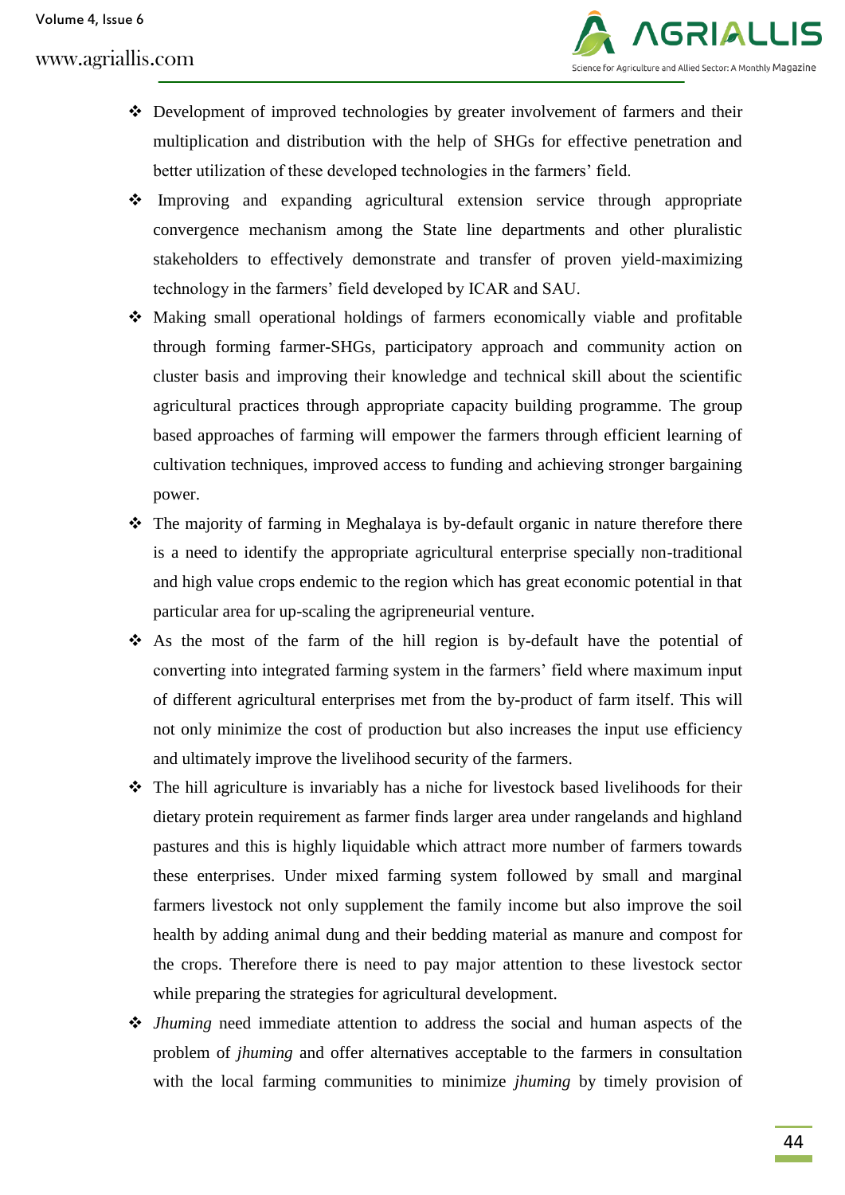- Development of improved technologies by greater involvement of farmers and their multiplication and distribution with the help of SHGs for effective penetration and better utilization of these developed technologies in the farmers' field.
- Improving and expanding agricultural extension service through appropriate convergence mechanism among the State line departments and other pluralistic stakeholders to effectively demonstrate and transfer of proven yield-maximizing technology in the farmers' field developed by ICAR and SAU.
- Making small operational holdings of farmers economically viable and profitable through forming farmer-SHGs, participatory approach and community action on cluster basis and improving their knowledge and technical skill about the scientific agricultural practices through appropriate capacity building programme. The group based approaches of farming will empower the farmers through efficient learning of cultivation techniques, improved access to funding and achieving stronger bargaining power.
- The majority of farming in Meghalaya is by-default organic in nature therefore there is a need to identify the appropriate agricultural enterprise specially non-traditional and high value crops endemic to the region which has great economic potential in that particular area for up-scaling the agripreneurial venture.
- As the most of the farm of the hill region is by-default have the potential of converting into integrated farming system in the farmers' field where maximum input of different agricultural enterprises met from the by-product of farm itself. This will not only minimize the cost of production but also increases the input use efficiency and ultimately improve the livelihood security of the farmers.
- The hill agriculture is invariably has a niche for livestock based livelihoods for their dietary protein requirement as farmer finds larger area under rangelands and highland pastures and this is highly liquidable which attract more number of farmers towards these enterprises. Under mixed farming system followed by small and marginal farmers livestock not only supplement the family income but also improve the soil health by adding animal dung and their bedding material as manure and compost for the crops. Therefore there is need to pay major attention to these livestock sector while preparing the strategies for agricultural development.
- *Jhuming* need immediate attention to address the social and human aspects of the problem of *jhuming* and offer alternatives acceptable to the farmers in consultation with the local farming communities to minimize *jhuming* by timely provision of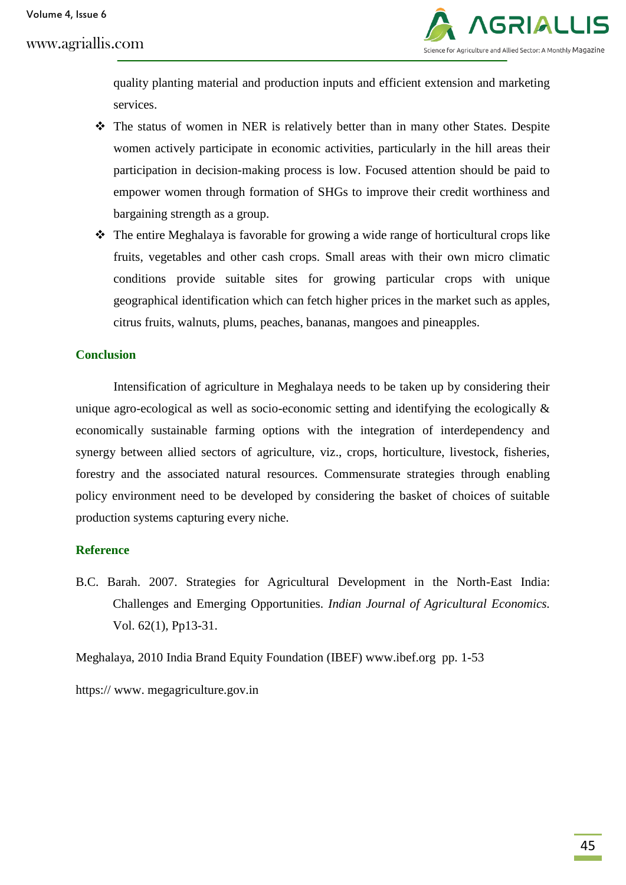quality planting material and production inputs and efficient extension and marketing services.

- The status of women in NER is relatively better than in many other States. Despite women actively participate in economic activities, particularly in the hill areas their participation in decision-making process is low. Focused attention should be paid to empower women through formation of SHGs to improve their credit worthiness and bargaining strength as a group.
- The entire Meghalaya is favorable for growing a wide range of horticultural crops like fruits, vegetables and other cash crops. Small areas with their own micro climatic conditions provide suitable sites for growing particular crops with unique geographical identification which can fetch higher prices in the market such as apples, citrus fruits, walnuts, plums, peaches, bananas, mangoes and pineapples.

## Conclusion

Intensification of agriculture in Meghalaya needs to be taken up by considering their unique agro-ecological as well as socio-economic setting and identifying the ecologically & economically sustainable farming options with the integration of interdependency and synergy between allied sectors of agriculture, viz., crops, horticulture, livestock, fisheries, forestry and the associated natural resources. Commensurate strategies through enabling policy environment need to be developed by considering the basket of choices of suitable production systems capturing every niche.

## Reference

B.C. Barah. 2007. Strategies for Agricultural Development in the North-East India: Challenges and Emerging Opportunities. *Indian Journal of Agricultural Economics.* Vol. 62(1), Pp13-31.

Meghalaya, 2010 India Brand Equity Foundation (IBEF) www.ibef.org pp. 1-53

https:// www. megagriculture.gov.in